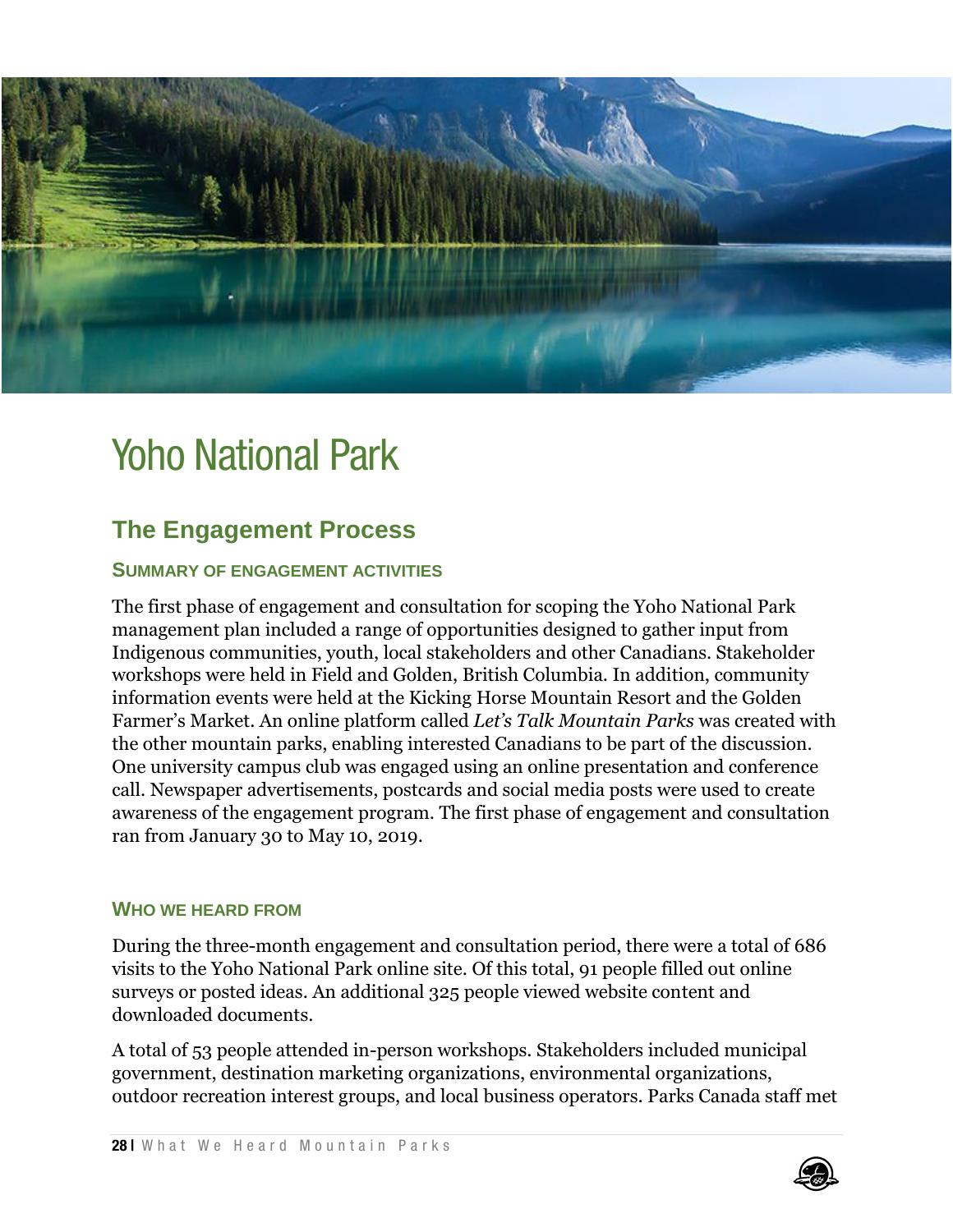# Yoho National Park

## The Engagement Process

### Summary of Engagement Activities

The first phase of engagement and consultation for scoping the Yoho National Park management plan included a range of opportunities designed to gather input from Indigenous communities, youth, local stakeholders and other Canadians. Stakeholder workshops were held in Field and Golden, British Columbia. In addition, community information events were held at the Kicking Horse Mountain Resort and the Golden Farmer's Market. An online platform called *Let's Talk Mountain Parks* was created with the other mountain parks, enabling interested Canadians to be part of the discussion. One university campus club was engaged using an online presentation and conference call. Newspaper advertisements, postcards and social media posts were used to create awareness of the engagement program. The first phase of engagement and consultation ran from January 30 to May 10, 2019.

### Who We Heard From

During the three-month engagement and consultation period, there were a total of 686 visits to the Yoho National Park online site. Of this total, 91 people filled out online surveys or posted ideas. An additional 325 people viewed website content and downloaded documents.

A total of 53 people attended in-person workshops. Stakeholders included municipal government, destination marketing organizations, environmental organizations, outdoor recreation interest groups, and local business operators. Parks Canada staff met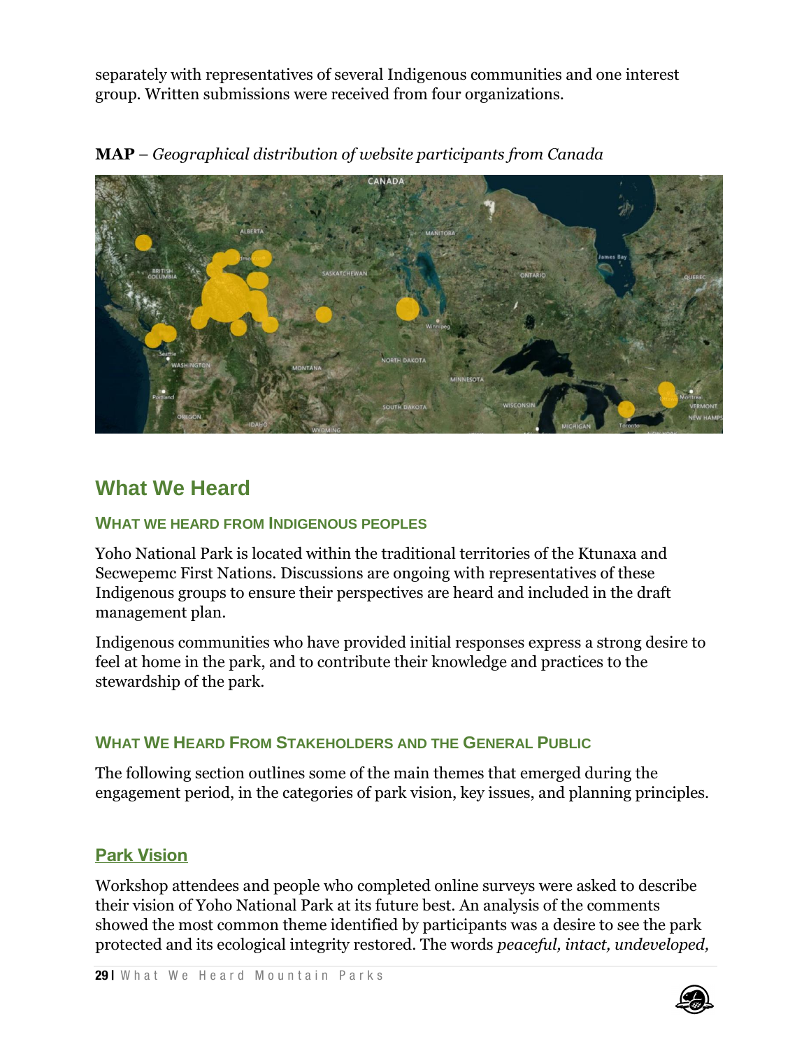separately with representatives of several Indigenous communities and one interest group. Written submissions were received from four organizations.

**MAP** – *Geographical distribution of website participants from Canada*

## What We Heard

### What we heard from Indigenous peoples

Yoho National Park is located within the traditional territories of the Ktunaxa and Secwepemc First Nations. Discussions are ongoing with representatives of these Indigenous groups to ensure their perspectives are heard and included in the draft management plan.

Indigenous communities who have provided initial responses express a strong desire to feel at home in the park, and to contribute their knowledge and practices to the stewardship of the park.

### What We Heard From Stakeholders and the General Public

The following section outlines some of the main themes that emerged during the engagement period, in the categories of park vision, key issues, and planning principles.

#### Park Vision

Workshop attendees and people who completed online surveys were asked to describe their vision of Yoho National Park at its future best. An analysis of the comments showed the most common theme identified by participants was a desire to see the park protected and its ecological integrity restored. The words *peaceful, intact, undeveloped,*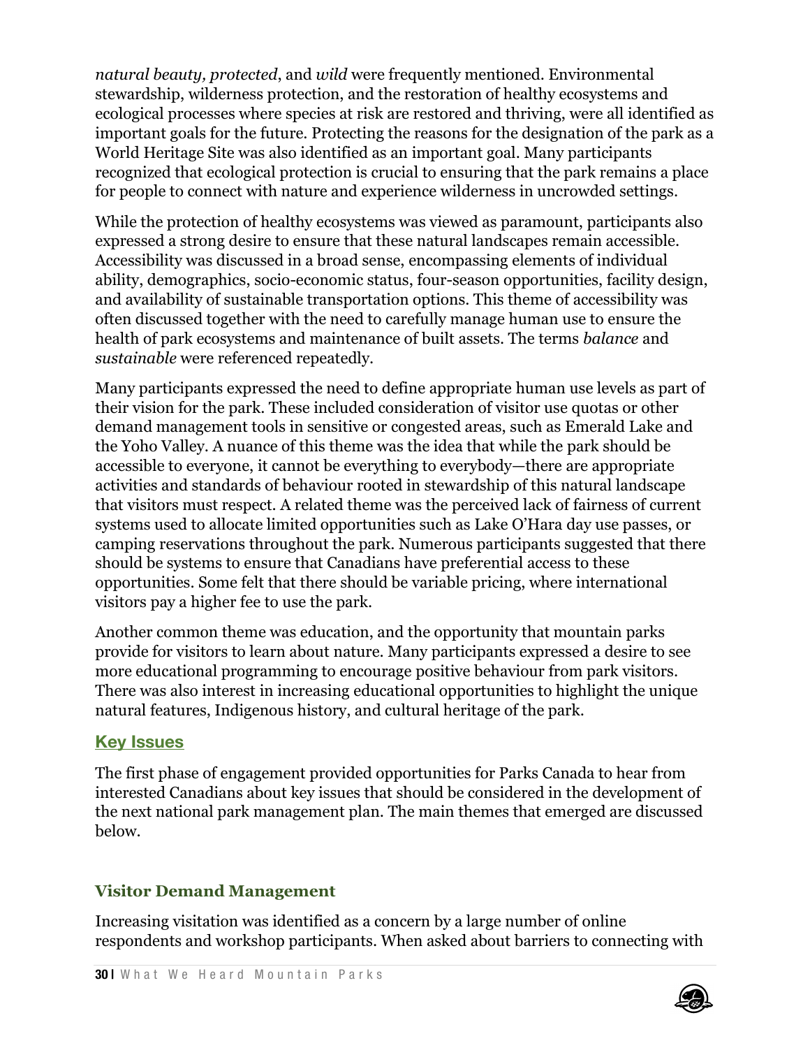*natural beauty, protected*, and *wild* were frequently mentioned. Environmental stewardship, wilderness protection, and the restoration of healthy ecosystems and ecological processes where species at risk are restored and thriving, were all identified as important goals for the future. Protecting the reasons for the designation of the park as a World Heritage Site was also identified as an important goal. Many participants recognized that ecological protection is crucial to ensuring that the park remains a place for people to connect with nature and experience wilderness in uncrowded settings.

While the protection of healthy ecosystems was viewed as paramount, participants also expressed a strong desire to ensure that these natural landscapes remain accessible. Accessibility was discussed in a broad sense, encompassing elements of individual ability, demographics, socio-economic status, four-season opportunities, facility design, and availability of sustainable transportation options. This theme of accessibility was often discussed together with the need to carefully manage human use to ensure the health of park ecosystems and maintenance of built assets. The terms *balance* and *sustainable* were referenced repeatedly.

Many participants expressed the need to define appropriate human use levels as part of their vision for the park. These included consideration of visitor use quotas or other demand management tools in sensitive or congested areas, such as Emerald Lake and the Yoho Valley. A nuance of this theme was the idea that while the park should be accessible to everyone, it cannot be everything to everybody—there are appropriate activities and standards of behaviour rooted in stewardship of this natural landscape that visitors must respect. A related theme was the perceived lack of fairness of current systems used to allocate limited opportunities such as Lake O'Hara day use passes, or camping reservations throughout the park. Numerous participants suggested that there should be systems to ensure that Canadians have preferential access to these opportunities. Some felt that there should be variable pricing, where international visitors pay a higher fee to use the park.

Another common theme was education, and the opportunity that mountain parks provide for visitors to learn about nature. Many participants expressed a desire to see more educational programming to encourage positive behaviour from park visitors. There was also interest in increasing educational opportunities to highlight the unique natural features, Indigenous history, and cultural heritage of the park.

## Key Issues

The first phase of engagement provided opportunities for Parks Canada to hear from interested Canadians about key issues that should be considered in the development of the next national park management plan. The main themes that emerged are discussed below.

### Visitor Demand Management

Increasing visitation was identified as a concern by a large number of online respondents and workshop participants. When asked about barriers to connecting with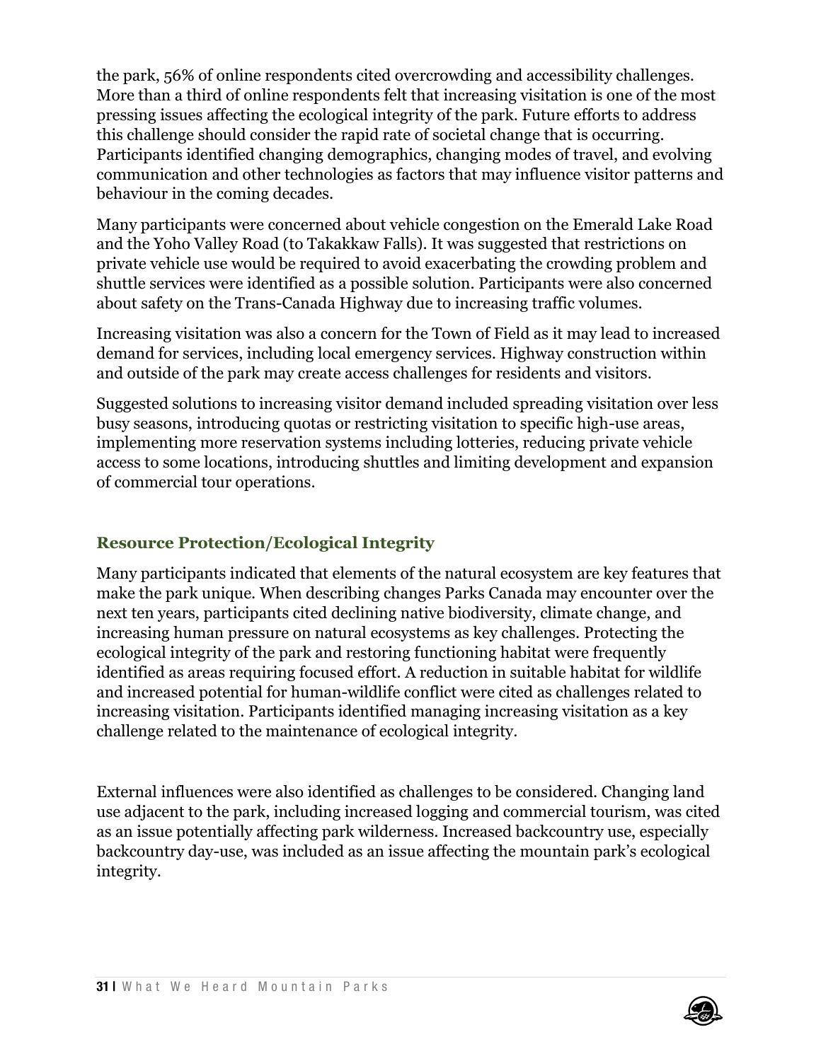the park, 56% of online respondents cited overcrowding and accessibility challenges. More than a third of online respondents felt that increasing visitation is one of the most pressing issues affecting the ecological integrity of the park. Future efforts to address this challenge should consider the rapid rate of societal change that is occurring. Participants identified changing demographics, changing modes of travel, and evolving communication and other technologies as factors that may influence visitor patterns and behaviour in the coming decades.

Many participants were concerned about vehicle congestion on the Emerald Lake Road and the Yoho Valley Road (to Takakkaw Falls). It was suggested that restrictions on private vehicle use would be required to avoid exacerbating the crowding problem and shuttle services were identified as a possible solution. Participants were also concerned about safety on the Trans-Canada Highway due to increasing traffic volumes.

Increasing visitation was also a concern for the Town of Field as it may lead to increased demand for services, including local emergency services. Highway construction within and outside of the park may create access challenges for residents and visitors.

Suggested solutions to increasing visitor demand included spreading visitation over less busy seasons, introducing quotas or restricting visitation to specific high-use areas, implementing more reservation systems including lotteries, reducing private vehicle access to some locations, introducing shuttles and limiting development and expansion of commercial tour operations.

### Resource Protection/Ecological Integrity

Many participants indicated that elements of the natural ecosystem are key features that make the park unique. When describing changes Parks Canada may encounter over the next ten years, participants cited declining native biodiversity, climate change, and increasing human pressure on natural ecosystems as key challenges. Protecting the ecological integrity of the park and restoring functioning habitat were frequently identified as areas requiring focused effort. A reduction in suitable habitat for wildlife and increased potential for human-wildlife conflict were cited as challenges related to increasing visitation. Participants identified managing increasing visitation as a key challenge related to the maintenance of ecological integrity.

External influences were also identified as challenges to be considered. Changing land use adjacent to the park, including increased logging and commercial tourism, was cited as an issue potentially affecting park wilderness. Increased backcountry use, especially backcountry day-use, was included as an issue affecting the mountain park's ecological integrity.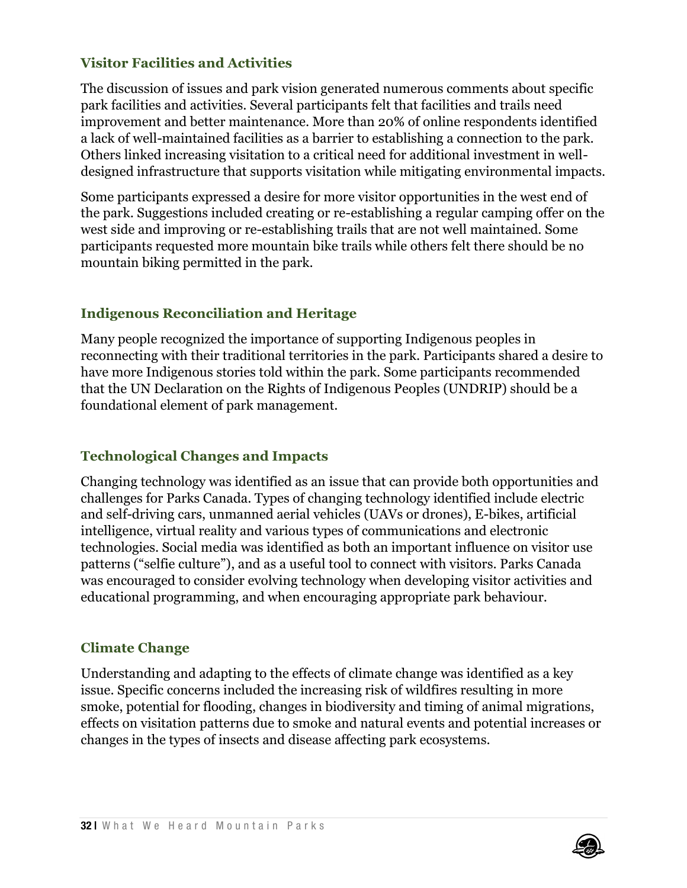### Visitor Facilities and Activities

The discussion of issues and park vision generated numerous comments about specific park facilities and activities. Several participants felt that facilities and trails need improvement and better maintenance. More than 20% of online respondents identified a lack of well-maintained facilities as a barrier to establishing a connection to the park. Others linked increasing visitation to a critical need for additional investment in well-designed infrastructure that supports visitation while mitigating environmental impacts.

Some participants expressed a desire for more visitor opportunities in the west end of the park. Suggestions included creating or re-establishing a regular camping offer on the west side and improving or re-establishing trails that are not well maintained. Some participants requested more mountain bike trails while others felt there should be no mountain biking permitted in the park.

### Indigenous Reconciliation and Heritage

Many people recognized the importance of supporting Indigenous peoples in reconnecting with their traditional territories in the park. Participants shared a desire to have more Indigenous stories told within the park. Some participants recommended that the UN Declaration on the Rights of Indigenous Peoples (UNDRIP) should be a foundational element of park management.

### Technological Changes and Impacts

Changing technology was identified as an issue that can provide both opportunities and challenges for Parks Canada. Types of changing technology identified include electric and self-driving cars, unmanned aerial vehicles (UAVs or drones), E-bikes, artificial intelligence, virtual reality and various types of communications and electronic technologies. Social media was identified as both an important influence on visitor use patterns ("selfie culture"), and as a useful tool to connect with visitors. Parks Canada was encouraged to consider evolving technology when developing visitor activities and educational programming, and when encouraging appropriate park behaviour.

### Climate Change

Understanding and adapting to the effects of climate change was identified as a key issue. Specific concerns included the increasing risk of wildfires resulting in more smoke, potential for flooding, changes in biodiversity and timing of animal migrations, effects on visitation patterns due to smoke and natural events and potential increases or changes in the types of insects and disease affecting park ecosystems.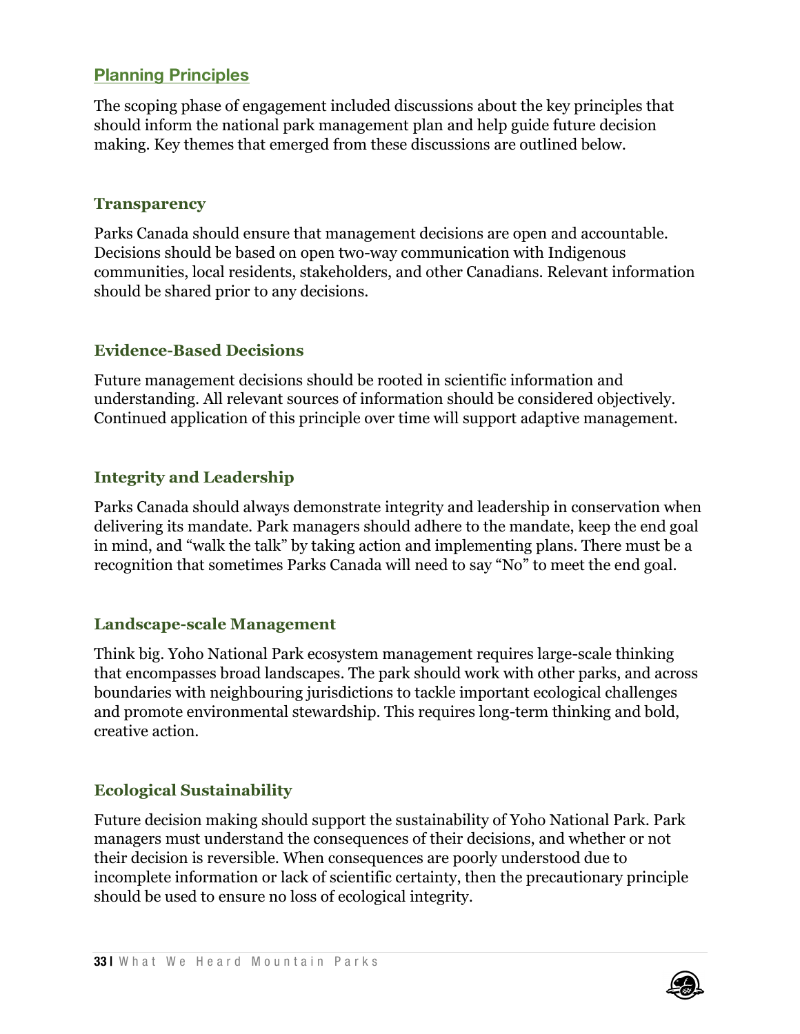## Planning Principles

The scoping phase of engagement included discussions about the key principles that should inform the national park management plan and help guide future decision making. Key themes that emerged from these discussions are outlined below.

### Transparency

Parks Canada should ensure that management decisions are open and accountable. Decisions should be based on open two-way communication with Indigenous communities, local residents, stakeholders, and other Canadians. Relevant information should be shared prior to any decisions.

### Evidence-Based Decisions

Future management decisions should be rooted in scientific information and understanding. All relevant sources of information should be considered objectively. Continued application of this principle over time will support adaptive management.

### Integrity and Leadership

Parks Canada should always demonstrate integrity and leadership in conservation when delivering its mandate. Park managers should adhere to the mandate, keep the end goal in mind, and "walk the talk" by taking action and implementing plans. There must be a recognition that sometimes Parks Canada will need to say "No" to meet the end goal.

### Landscape-scale Management

Think big. Yoho National Park ecosystem management requires large-scale thinking that encompasses broad landscapes. The park should work with other parks, and across boundaries with neighbouring jurisdictions to tackle important ecological challenges and promote environmental stewardship. This requires long-term thinking and bold, creative action.

### Ecological Sustainability

Future decision making should support the sustainability of Yoho National Park. Park managers must understand the consequences of their decisions, and whether or not their decision is reversible. When consequences are poorly understood due to incomplete information or lack of scientific certainty, then the precautionary principle should be used to ensure no loss of ecological integrity.